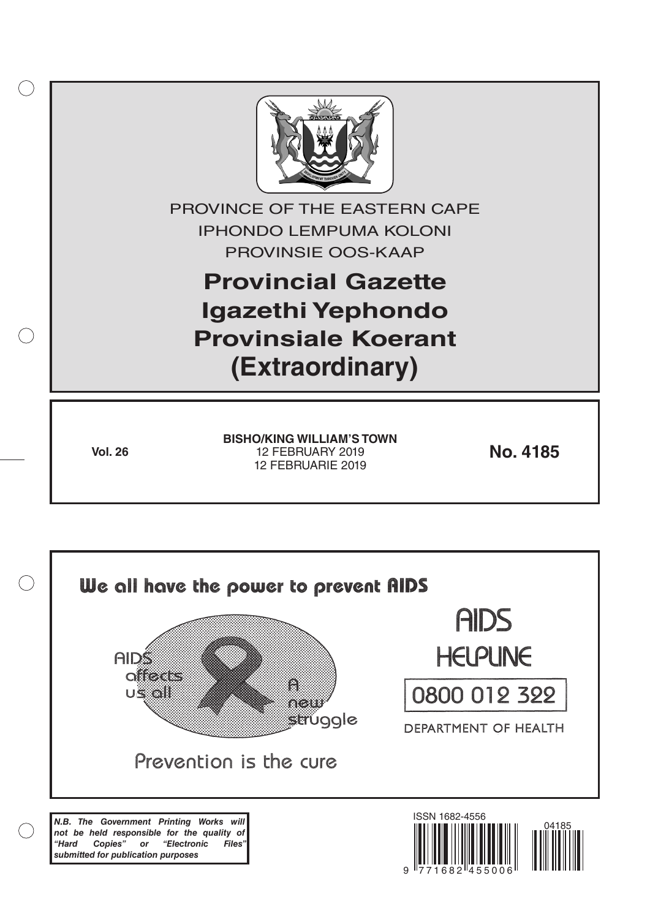PROVINCE OF THE EASTERN CAPE

IPHONDO LEMPUMA KOLONI

PROVINSIE OOS-KAAP

# Provincial Gazette
# Igazethi Yephondo
# Provinsiale Koerant
# (Extraordinary)

**Vol. 26**

**BISHO/KING WILLIAM'S TOWN**
12 FEBRUARY 2019
12 FEBRUARIE 2019

**No. 4185**

**We all have the power to prevent AIDS**

AIDS affects us all

A new struggle

Prevention is the cure

AIDS HELPLINE

0800 012 322

DEPARTMENT OF HEALTH

***N.B. The Government Printing Works will not be held responsible for the quality of "Hard Copies" or "Electronic Files" submitted for publication purposes***

ISSN 1682-4556

9 771682 455006

04185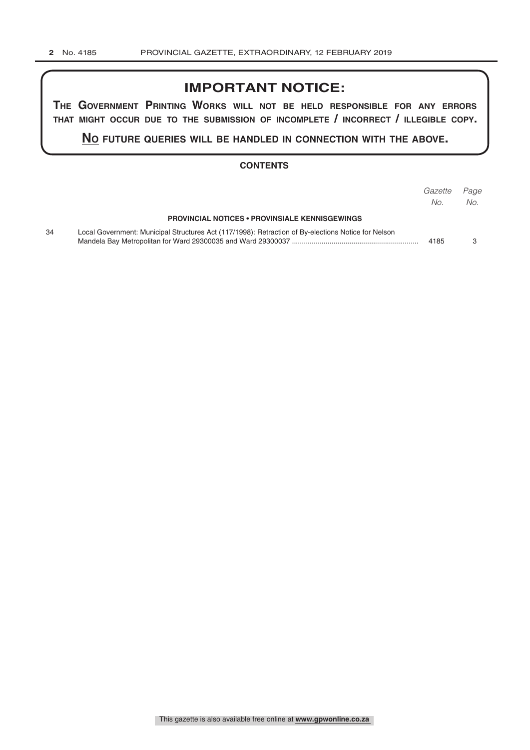## IMPORTANT NOTICE:

**THE GOVERNMENT PRINTING WORKS WILL NOT BE HELD RESPONSIBLE FOR ANY ERRORS THAT MIGHT OCCUR DUE TO THE SUBMISSION OF INCOMPLETE / INCORRECT / ILLEGIBLE COPY.**

**NO FUTURE QUERIES WILL BE HANDLED IN CONNECTION WITH THE ABOVE.**

### CONTENTS

| | | *Gazette No.* | *Page No.* |
|---|---|---|---|
| | **PROVINCIAL NOTICES • PROVINSIALE KENNISGEWINGS** | | |
| 34 | Local Government: Municipal Structures Act (117/1998): Retraction of By-elections Notice for Nelson Mandela Bay Metropolitan for Ward 29300035 and Ward 29300037 | 4185 | 3 |

This gazette is also available free online at **www.gpwonline.co.za**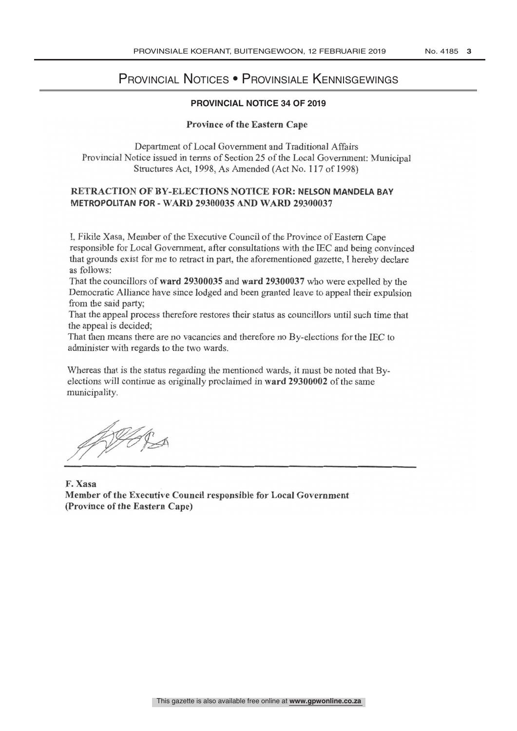# Provincial Notices • Provinsiale Kennisgewings

## PROVINCIAL NOTICE 34 OF 2019

**Province of the Eastern Cape**

Department of Local Government and Traditional Affairs
Provincial Notice issued in terms of Section 25 of the Local Government: Municipal Structures Act, 1998, As Amended (Act No. 117 of 1998)

### RETRACTION OF BY-ELECTIONS NOTICE FOR: NELSON MANDELA BAY METROPOLITAN FOR - WARD 29300035 AND WARD 29300037

I, Fikile Xasa, Member of the Executive Council of the Province of Eastern Cape responsible for Local Government, after consultations with the IEC and being convinced that grounds exist for me to retract in part, the aforementioned gazette, I hereby declare as follows:

That the councillors of **ward 29300035** and **ward 29300037** who were expelled by the Democratic Alliance have since lodged and been granted leave to appeal their expulsion from the said party;

That the appeal process therefore restores their status as councillors until such time that the appeal is decided;

That then means there are no vacancies and therefore no By-elections for the IEC to administer with regards to the two wards.

Whereas that is the status regarding the mentioned wards, it must be noted that By-elections will continue as originally proclaimed in **ward 29300002** of the same municipality.

**F. Xasa**
**Member of the Executive Council responsible for Local Government**
**(Province of the Eastern Cape)**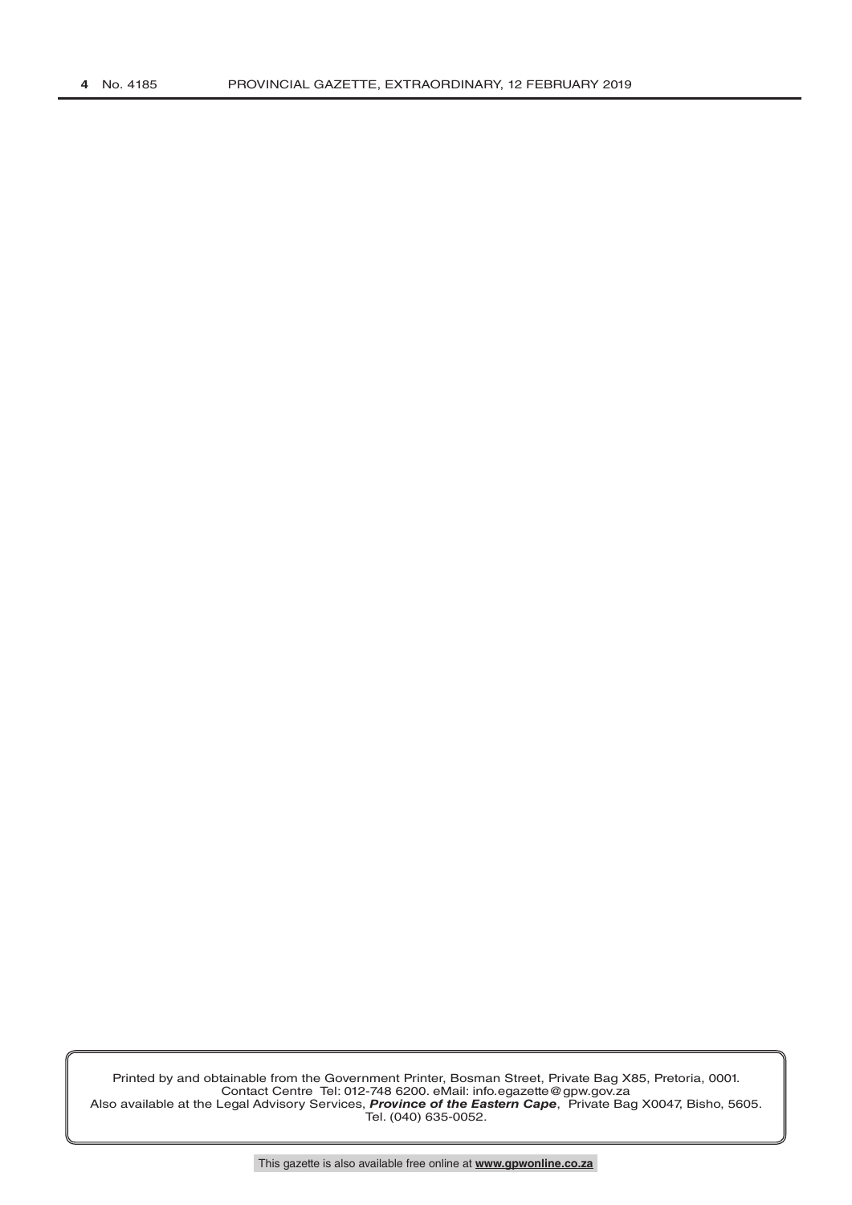Printed by and obtainable from the Government Printer, Bosman Street, Private Bag X85, Pretoria, 0001.
Contact Centre Tel: 012-748 6200. eMail: info.egazette@gpw.gov.za
Also available at the Legal Advisory Services, ***Province of the Eastern Cape***, Private Bag X0047, Bisho, 5605.
Tel. (040) 635-0052.

This gazette is also available free online at **www.gpwonline.co.za**